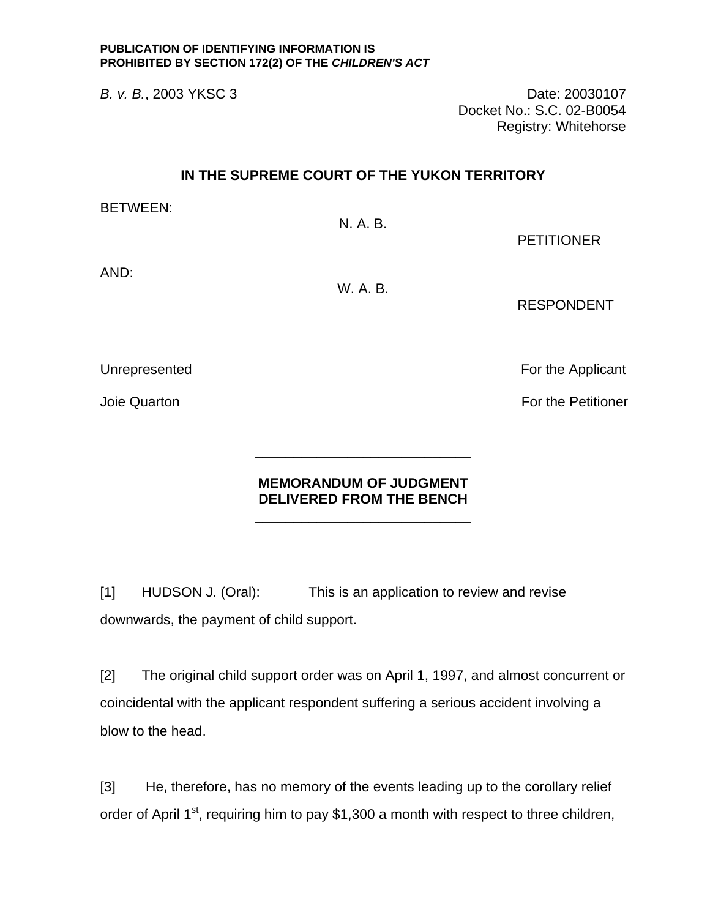**PUBLICATION OF IDENTIFYING INFORMATION IS PROHIBITED BY SECTION 172(2) OF THE *CHILDREN'S ACT***

*B. v. B.*, 2003 YKSC 3

Date: 20030107
Docket No.: S.C. 02-B0054
Registry: Whitehorse

## IN THE SUPREME COURT OF THE YUKON TERRITORY

BETWEEN:

N. A. B.

PETITIONER

AND:

W. A. B.

RESPONDENT

Unrepresented — For the Applicant

Joie Quarton — For the Petitioner

---

## MEMORANDUM OF JUDGMENT DELIVERED FROM THE BENCH

---

[1] HUDSON J. (Oral): This is an application to review and revise downwards, the payment of child support.

[2] The original child support order was on April 1, 1997, and almost concurrent or coincidental with the applicant respondent suffering a serious accident involving a blow to the head.

[3] He, therefore, has no memory of the events leading up to the corollary relief order of April 1st, requiring him to pay $1,300 a month with respect to three children,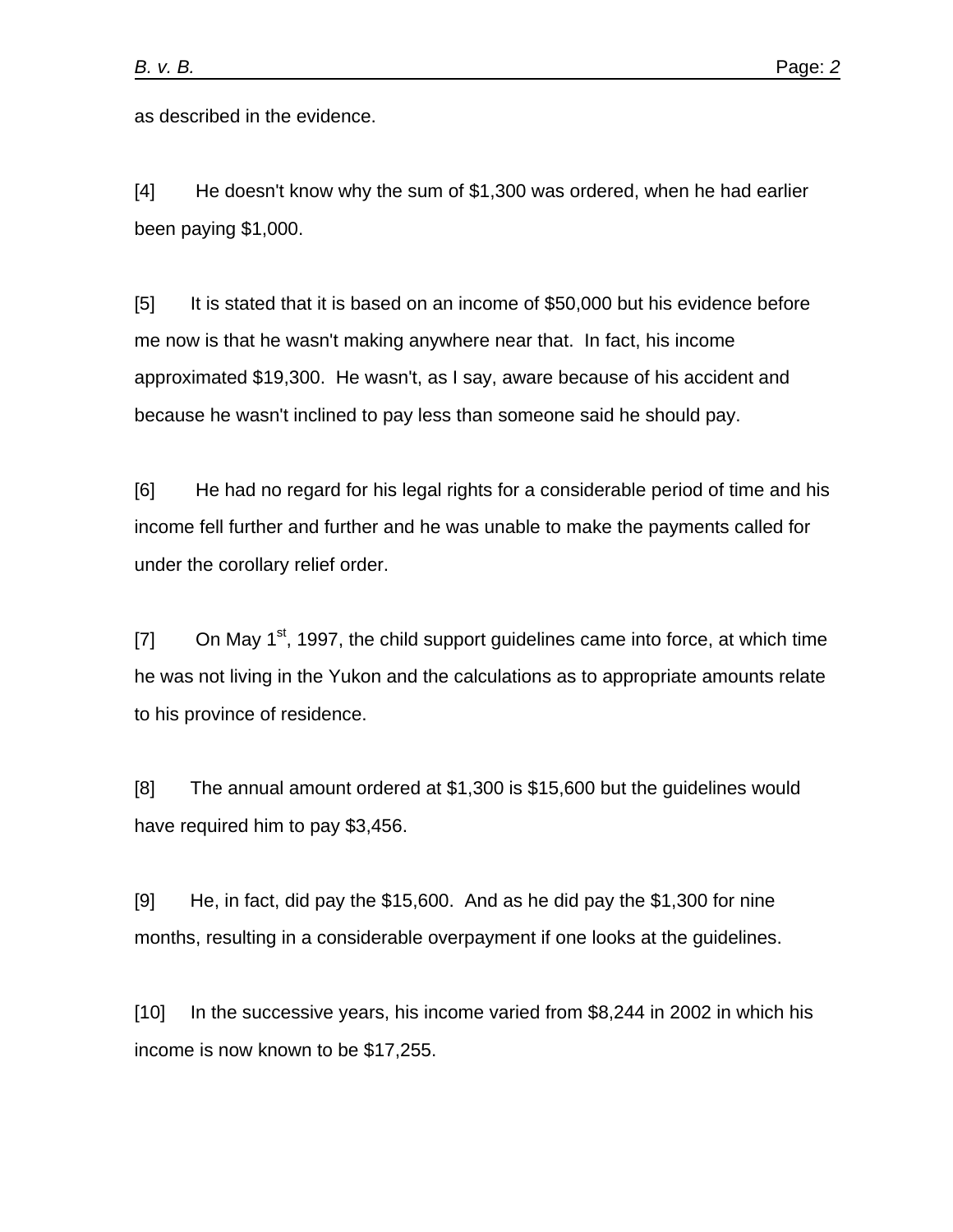as described in the evidence.

[4] He doesn't know why the sum of $1,300 was ordered, when he had earlier been paying $1,000.

[5] It is stated that it is based on an income of $50,000 but his evidence before me now is that he wasn't making anywhere near that. In fact, his income approximated $19,300. He wasn't, as I say, aware because of his accident and because he wasn't inclined to pay less than someone said he should pay.

[6] He had no regard for his legal rights for a considerable period of time and his income fell further and further and he was unable to make the payments called for under the corollary relief order.

[7] On May 1st, 1997, the child support guidelines came into force, at which time he was not living in the Yukon and the calculations as to appropriate amounts relate to his province of residence.

[8] The annual amount ordered at $1,300 is $15,600 but the guidelines would have required him to pay $3,456.

[9] He, in fact, did pay the $15,600. And as he did pay the $1,300 for nine months, resulting in a considerable overpayment if one looks at the guidelines.

[10] In the successive years, his income varied from $8,244 in 2002 in which his income is now known to be $17,255.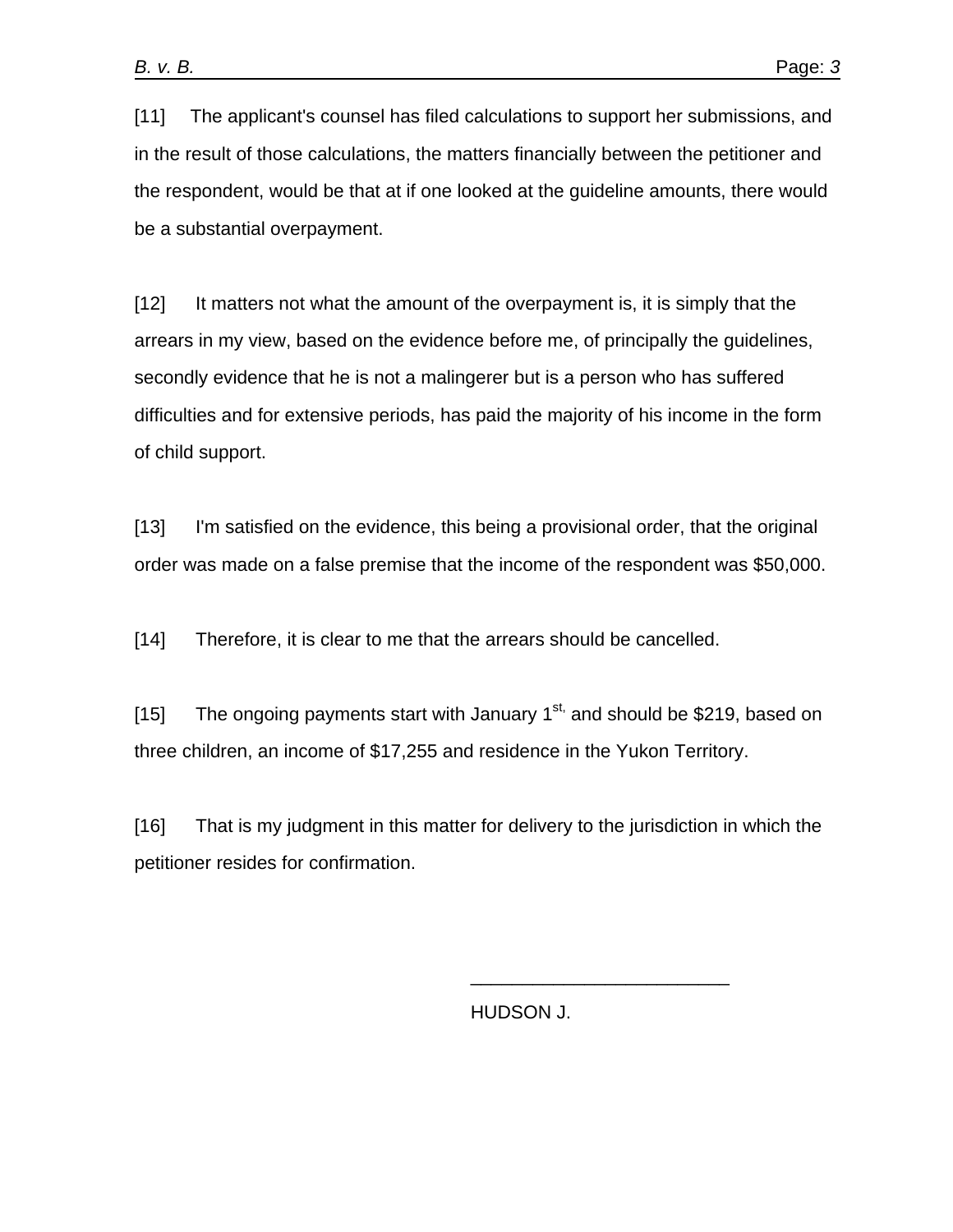[11] The applicant's counsel has filed calculations to support her submissions, and in the result of those calculations, the matters financially between the petitioner and the respondent, would be that at if one looked at the guideline amounts, there would be a substantial overpayment.

[12] It matters not what the amount of the overpayment is, it is simply that the arrears in my view, based on the evidence before me, of principally the guidelines, secondly evidence that he is not a malingerer but is a person who has suffered difficulties and for extensive periods, has paid the majority of his income in the form of child support.

[13] I'm satisfied on the evidence, this being a provisional order, that the original order was made on a false premise that the income of the respondent was $50,000.

[14] Therefore, it is clear to me that the arrears should be cancelled.

[15] The ongoing payments start with January 1st, and should be $219, based on three children, an income of $17,255 and residence in the Yukon Territory.

[16] That is my judgment in this matter for delivery to the jurisdiction in which the petitioner resides for confirmation.

\_\_\_\_\_\_\_\_\_\_\_\_\_\_\_\_\_\_\_\_\_\_\_\_\_\_

HUDSON J.